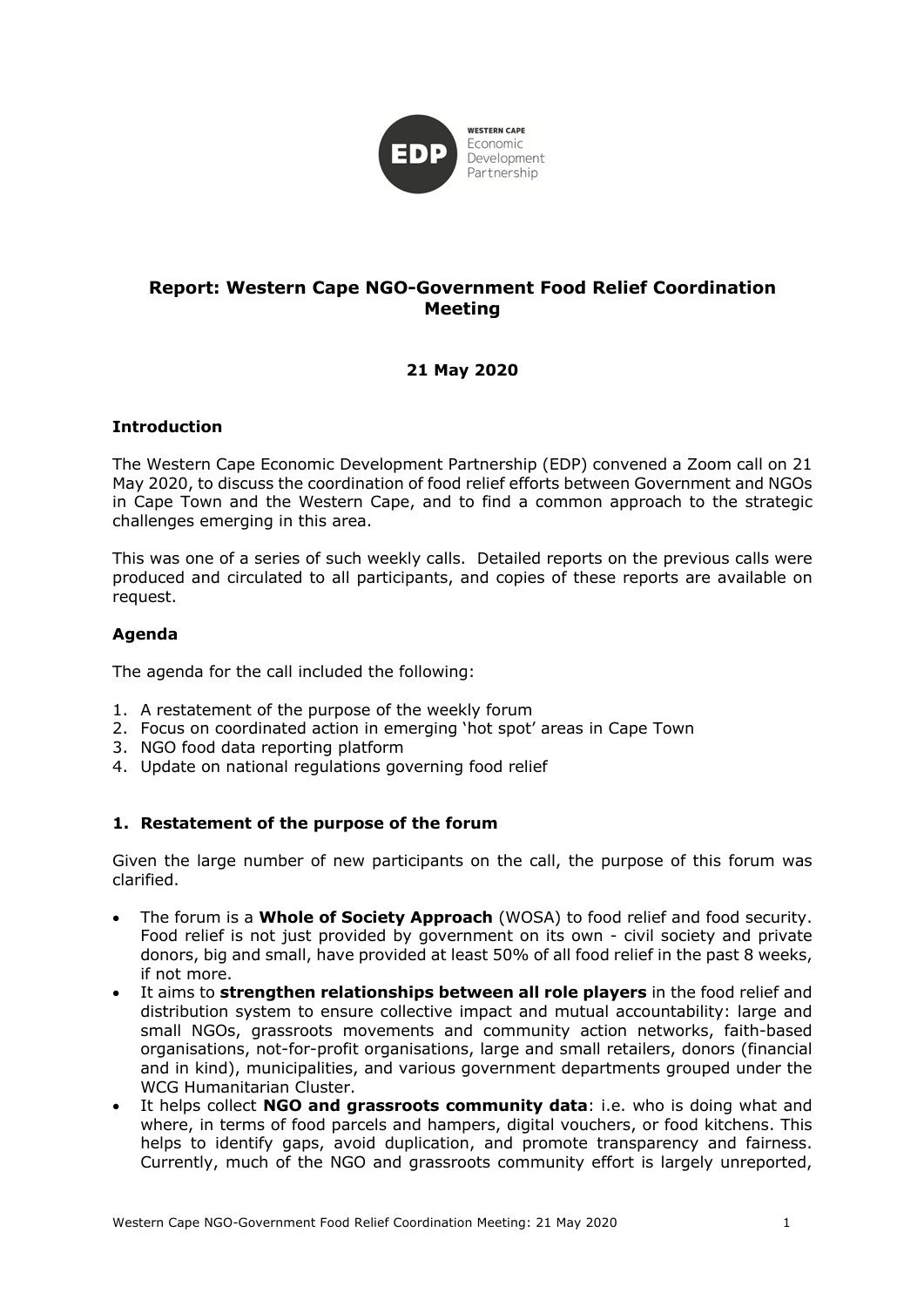# Report: Western Cape NGO-Government Food Relief Coordination Meeting

**21 May 2020**

### Introduction

The Western Cape Economic Development Partnership (EDP) convened a Zoom call on 21 May 2020, to discuss the coordination of food relief efforts between Government and NGOs in Cape Town and the Western Cape, and to find a common approach to the strategic challenges emerging in this area.

This was one of a series of such weekly calls. Detailed reports on the previous calls were produced and circulated to all participants, and copies of these reports are available on request.

### Agenda

The agenda for the call included the following:

1. A restatement of the purpose of the weekly forum
2. Focus on coordinated action in emerging 'hot spot' areas in Cape Town
3. NGO food data reporting platform
4. Update on national regulations governing food relief

### 1. Restatement of the purpose of the forum

Given the large number of new participants on the call, the purpose of this forum was clarified.

- The forum is a **Whole of Society Approach** (WOSA) to food relief and food security. Food relief is not just provided by government on its own - civil society and private donors, big and small, have provided at least 50% of all food relief in the past 8 weeks, if not more.
- It aims to **strengthen relationships between all role players** in the food relief and distribution system to ensure collective impact and mutual accountability: large and small NGOs, grassroots movements and community action networks, faith-based organisations, not-for-profit organisations, large and small retailers, donors (financial and in kind), municipalities, and various government departments grouped under the WCG Humanitarian Cluster.
- It helps collect **NGO and grassroots community data**: i.e. who is doing what and where, in terms of food parcels and hampers, digital vouchers, or food kitchens. This helps to identify gaps, avoid duplication, and promote transparency and fairness. Currently, much of the NGO and grassroots community effort is largely unreported,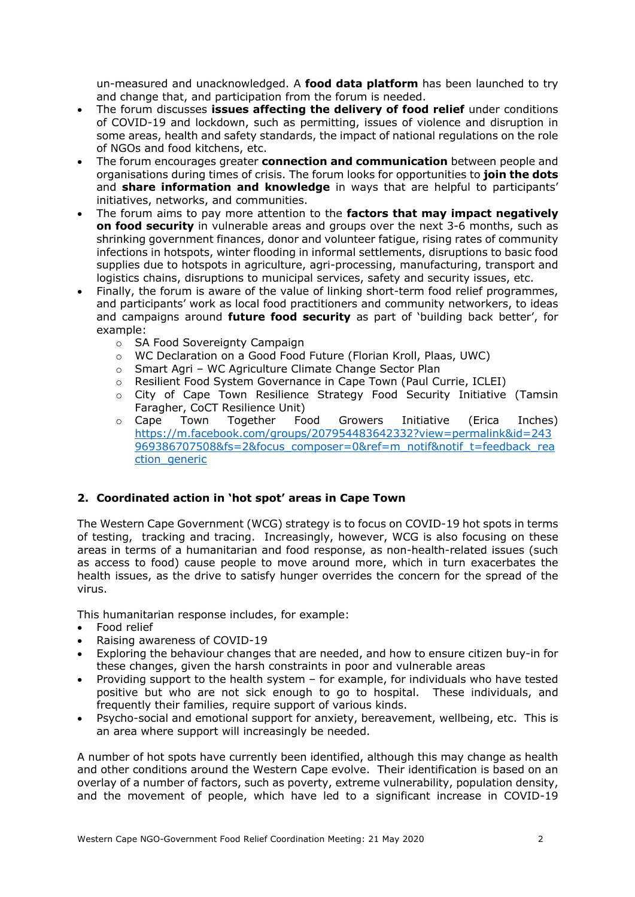un-measured and unacknowledged. A **food data platform** has been launched to try and change that, and participation from the forum is needed.

- The forum discusses **issues affecting the delivery of food relief** under conditions of COVID-19 and lockdown, such as permitting, issues of violence and disruption in some areas, health and safety standards, the impact of national regulations on the role of NGOs and food kitchens, etc.
- The forum encourages greater **connection and communication** between people and organisations during times of crisis. The forum looks for opportunities to **join the dots** and **share information and knowledge** in ways that are helpful to participants' initiatives, networks, and communities.
- The forum aims to pay more attention to the **factors that may impact negatively on food security** in vulnerable areas and groups over the next 3-6 months, such as shrinking government finances, donor and volunteer fatigue, rising rates of community infections in hotspots, winter flooding in informal settlements, disruptions to basic food supplies due to hotspots in agriculture, agri-processing, manufacturing, transport and logistics chains, disruptions to municipal services, safety and security issues, etc.
- Finally, the forum is aware of the value of linking short-term food relief programmes, and participants' work as local food practitioners and community networkers, to ideas and campaigns around **future food security** as part of 'building back better', for example:
  - SA Food Sovereignty Campaign
  - WC Declaration on a Good Food Future (Florian Kroll, Plaas, UWC)
  - Smart Agri – WC Agriculture Climate Change Sector Plan
  - Resilient Food System Governance in Cape Town (Paul Currie, ICLEI)
  - City of Cape Town Resilience Strategy Food Security Initiative (Tamsin Faragher, CoCT Resilience Unit)
  - Cape Town Together Food Growers Initiative (Erica Inches) https://m.facebook.com/groups/207954483642332?view=permalink&id=243969386707508&fs=2&focus_composer=0&ref=m_notif&notif_t=feedback_reaction_generic

## 2. Coordinated action in 'hot spot' areas in Cape Town

The Western Cape Government (WCG) strategy is to focus on COVID-19 hot spots in terms of testing, tracking and tracing. Increasingly, however, WCG is also focusing on these areas in terms of a humanitarian and food response, as non-health-related issues (such as access to food) cause people to move around more, which in turn exacerbates the health issues, as the drive to satisfy hunger overrides the concern for the spread of the virus.

This humanitarian response includes, for example:

- Food relief
- Raising awareness of COVID-19
- Exploring the behaviour changes that are needed, and how to ensure citizen buy-in for these changes, given the harsh constraints in poor and vulnerable areas
- Providing support to the health system – for example, for individuals who have tested positive but who are not sick enough to go to hospital. These individuals, and frequently their families, require support of various kinds.
- Psycho-social and emotional support for anxiety, bereavement, wellbeing, etc. This is an area where support will increasingly be needed.

A number of hot spots have currently been identified, although this may change as health and other conditions around the Western Cape evolve. Their identification is based on an overlay of a number of factors, such as poverty, extreme vulnerability, population density, and the movement of people, which have led to a significant increase in COVID-19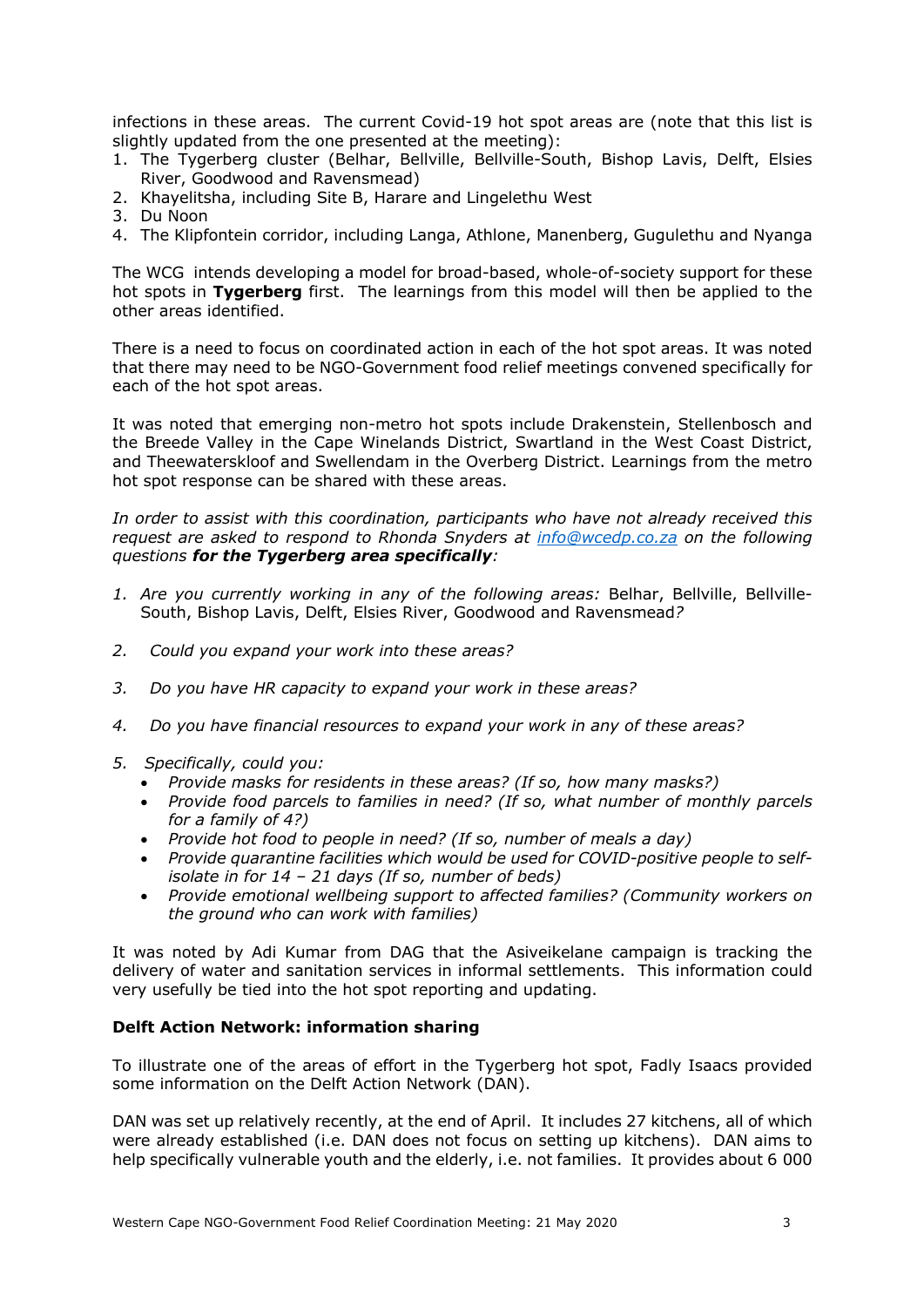infections in these areas. The current Covid-19 hot spot areas are (note that this list is slightly updated from the one presented at the meeting):

1. The Tygerberg cluster (Belhar, Bellville, Bellville-South, Bishop Lavis, Delft, Elsies River, Goodwood and Ravensmead)
2. Khayelitsha, including Site B, Harare and Lingelethu West
3. Du Noon
4. The Klipfontein corridor, including Langa, Athlone, Manenberg, Gugulethu and Nyanga

The WCG intends developing a model for broad-based, whole-of-society support for these hot spots in **Tygerberg** first. The learnings from this model will then be applied to the other areas identified.

There is a need to focus on coordinated action in each of the hot spot areas. It was noted that there may need to be NGO-Government food relief meetings convened specifically for each of the hot spot areas.

It was noted that emerging non-metro hot spots include Drakenstein, Stellenbosch and the Breede Valley in the Cape Winelands District, Swartland in the West Coast District, and Theewaterskloof and Swellendam in the Overberg District. Learnings from the metro hot spot response can be shared with these areas.

*In order to assist with this coordination, participants who have not already received this request are asked to respond to Rhonda Snyders at info@wcedp.co.za on the following questions **for the Tygerberg area specifically**:*

1. *Are you currently working in any of the following areas:* Belhar, Bellville, Bellville-South, Bishop Lavis, Delft, Elsies River, Goodwood and Ravensmead*?*
2. *Could you expand your work into these areas?*
3. *Do you have HR capacity to expand your work in these areas?*
4. *Do you have financial resources to expand your work in any of these areas?*
5. *Specifically, could you:*
   - *Provide masks for residents in these areas? (If so, how many masks?)*
   - *Provide food parcels to families in need? (If so, what number of monthly parcels for a family of 4?)*
   - *Provide hot food to people in need? (If so, number of meals a day)*
   - *Provide quarantine facilities which would be used for COVID-positive people to self-isolate in for 14 – 21 days (If so, number of beds)*
   - *Provide emotional wellbeing support to affected families? (Community workers on the ground who can work with families)*

It was noted by Adi Kumar from DAG that the Asiveikelane campaign is tracking the delivery of water and sanitation services in informal settlements. This information could very usefully be tied into the hot spot reporting and updating.

**Delft Action Network: information sharing**

To illustrate one of the areas of effort in the Tygerberg hot spot, Fadly Isaacs provided some information on the Delft Action Network (DAN).

DAN was set up relatively recently, at the end of April. It includes 27 kitchens, all of which were already established (i.e. DAN does not focus on setting up kitchens). DAN aims to help specifically vulnerable youth and the elderly, i.e. not families. It provides about 6 000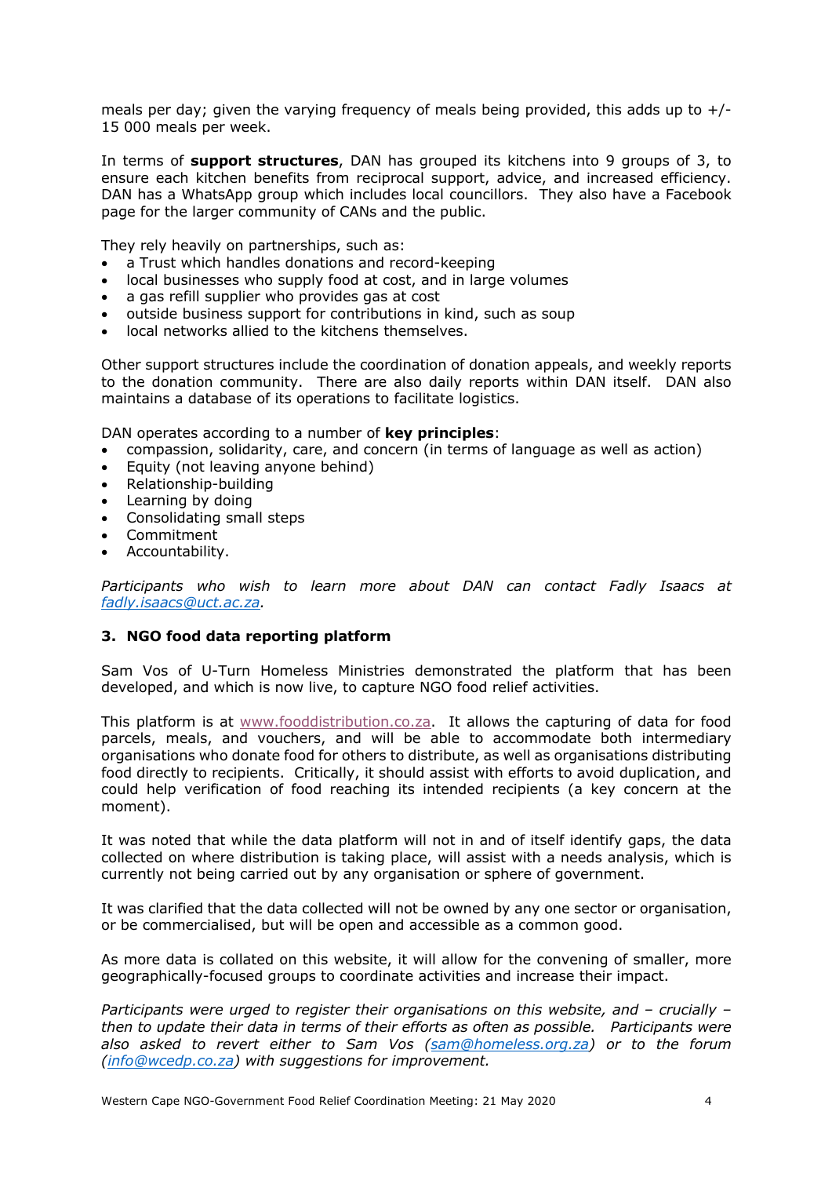meals per day; given the varying frequency of meals being provided, this adds up to +/- 15 000 meals per week.

In terms of **support structures**, DAN has grouped its kitchens into 9 groups of 3, to ensure each kitchen benefits from reciprocal support, advice, and increased efficiency. DAN has a WhatsApp group which includes local councillors. They also have a Facebook page for the larger community of CANs and the public.

They rely heavily on partnerships, such as:

- a Trust which handles donations and record-keeping
- local businesses who supply food at cost, and in large volumes
- a gas refill supplier who provides gas at cost
- outside business support for contributions in kind, such as soup
- local networks allied to the kitchens themselves.

Other support structures include the coordination of donation appeals, and weekly reports to the donation community. There are also daily reports within DAN itself. DAN also maintains a database of its operations to facilitate logistics.

DAN operates according to a number of **key principles**:

- compassion, solidarity, care, and concern (in terms of language as well as action)
- Equity (not leaving anyone behind)
- Relationship-building
- Learning by doing
- Consolidating small steps
- Commitment
- Accountability.

*Participants who wish to learn more about DAN can contact Fadly Isaacs at fadly.isaacs@uct.ac.za.*

### 3. NGO food data reporting platform

Sam Vos of U-Turn Homeless Ministries demonstrated the platform that has been developed, and which is now live, to capture NGO food relief activities.

This platform is at www.fooddistribution.co.za. It allows the capturing of data for food parcels, meals, and vouchers, and will be able to accommodate both intermediary organisations who donate food for others to distribute, as well as organisations distributing food directly to recipients. Critically, it should assist with efforts to avoid duplication, and could help verification of food reaching its intended recipients (a key concern at the moment).

It was noted that while the data platform will not in and of itself identify gaps, the data collected on where distribution is taking place, will assist with a needs analysis, which is currently not being carried out by any organisation or sphere of government.

It was clarified that the data collected will not be owned by any one sector or organisation, or be commercialised, but will be open and accessible as a common good.

As more data is collated on this website, it will allow for the convening of smaller, more geographically-focused groups to coordinate activities and increase their impact.

*Participants were urged to register their organisations on this website, and – crucially – then to update their data in terms of their efforts as often as possible. Participants were also asked to revert either to Sam Vos (sam@homeless.org.za) or to the forum (info@wcedp.co.za) with suggestions for improvement.*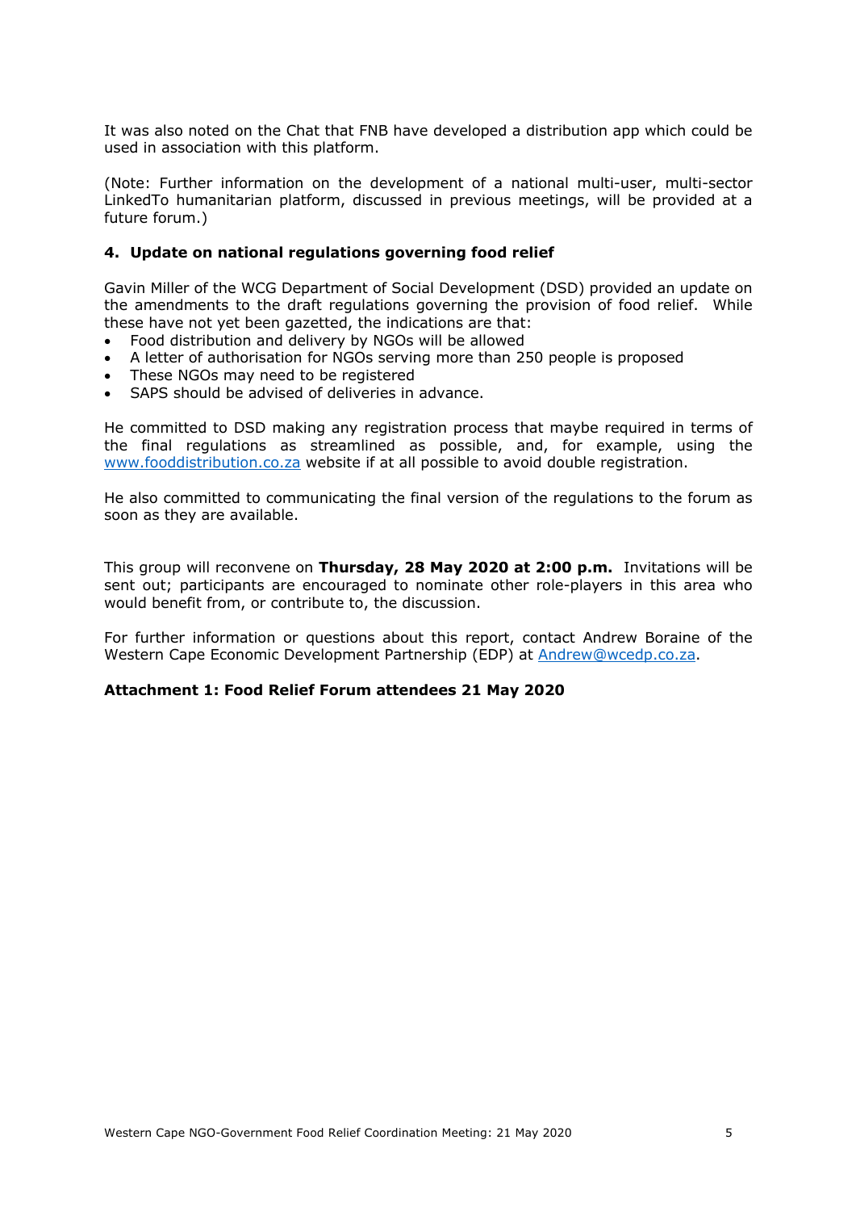It was also noted on the Chat that FNB have developed a distribution app which could be used in association with this platform.

(Note: Further information on the development of a national multi-user, multi-sector LinkedTo humanitarian platform, discussed in previous meetings, will be provided at a future forum.)

### 4. Update on national regulations governing food relief

Gavin Miller of the WCG Department of Social Development (DSD) provided an update on the amendments to the draft regulations governing the provision of food relief. While these have not yet been gazetted, the indications are that:

- Food distribution and delivery by NGOs will be allowed
- A letter of authorisation for NGOs serving more than 250 people is proposed
- These NGOs may need to be registered
- SAPS should be advised of deliveries in advance.

He committed to DSD making any registration process that maybe required in terms of the final regulations as streamlined as possible, and, for example, using the [www.fooddistribution.co.za](http://www.fooddistribution.co.za) website if at all possible to avoid double registration.

He also committed to communicating the final version of the regulations to the forum as soon as they are available.

This group will reconvene on **Thursday, 28 May 2020 at 2:00 p.m.** Invitations will be sent out; participants are encouraged to nominate other role-players in this area who would benefit from, or contribute to, the discussion.

For further information or questions about this report, contact Andrew Boraine of the Western Cape Economic Development Partnership (EDP) at [Andrew@wcedp.co.za](mailto:Andrew@wcedp.co.za).

**Attachment 1: Food Relief Forum attendees 21 May 2020**